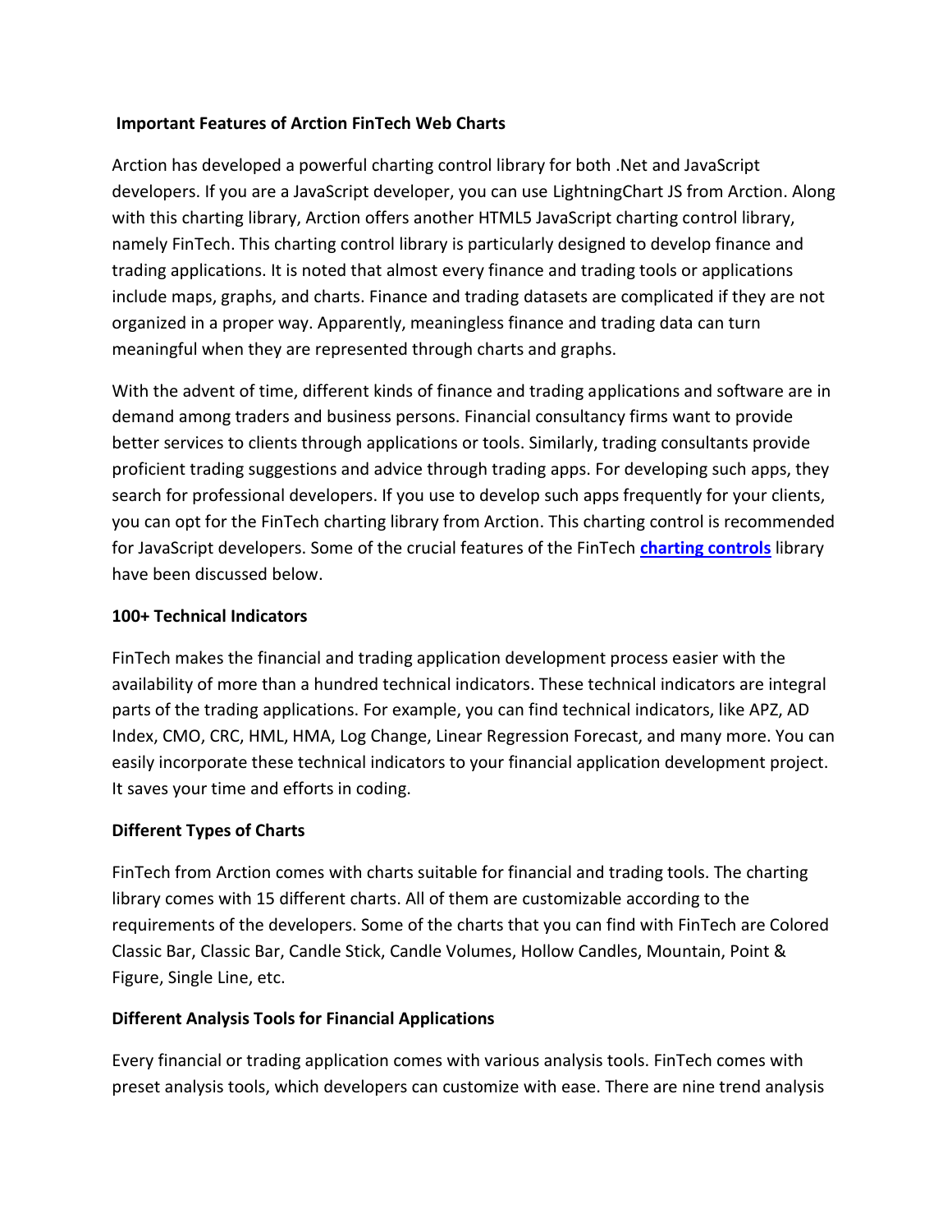**Important Features of Arction FinTech Web Charts**

Arction has developed a powerful charting control library for both .Net and JavaScript developers. If you are a JavaScript developer, you can use LightningChart JS from Arction. Along with this charting library, Arction offers another HTML5 JavaScript charting control library, namely FinTech. This charting control library is particularly designed to develop finance and trading applications. It is noted that almost every finance and trading tools or applications include maps, graphs, and charts. Finance and trading datasets are complicated if they are not organized in a proper way. Apparently, meaningless finance and trading data can turn meaningful when they are represented through charts and graphs.

With the advent of time, different kinds of finance and trading applications and software are in demand among traders and business persons. Financial consultancy firms want to provide better services to clients through applications or tools. Similarly, trading consultants provide proficient trading suggestions and advice through trading apps. For developing such apps, they search for professional developers. If you use to develop such apps frequently for your clients, you can opt for the FinTech charting library from Arction. This charting control is recommended for JavaScript developers. Some of the crucial features of the FinTech **charting controls** library have been discussed below.

**100+ Technical Indicators**

FinTech makes the financial and trading application development process easier with the availability of more than a hundred technical indicators. These technical indicators are integral parts of the trading applications. For example, you can find technical indicators, like APZ, AD Index, CMO, CRC, HML, HMA, Log Change, Linear Regression Forecast, and many more. You can easily incorporate these technical indicators to your financial application development project. It saves your time and efforts in coding.

**Different Types of Charts**

FinTech from Arction comes with charts suitable for financial and trading tools. The charting library comes with 15 different charts. All of them are customizable according to the requirements of the developers. Some of the charts that you can find with FinTech are Colored Classic Bar, Classic Bar, Candle Stick, Candle Volumes, Hollow Candles, Mountain, Point & Figure, Single Line, etc.

**Different Analysis Tools for Financial Applications**

Every financial or trading application comes with various analysis tools. FinTech comes with preset analysis tools, which developers can customize with ease. There are nine trend analysis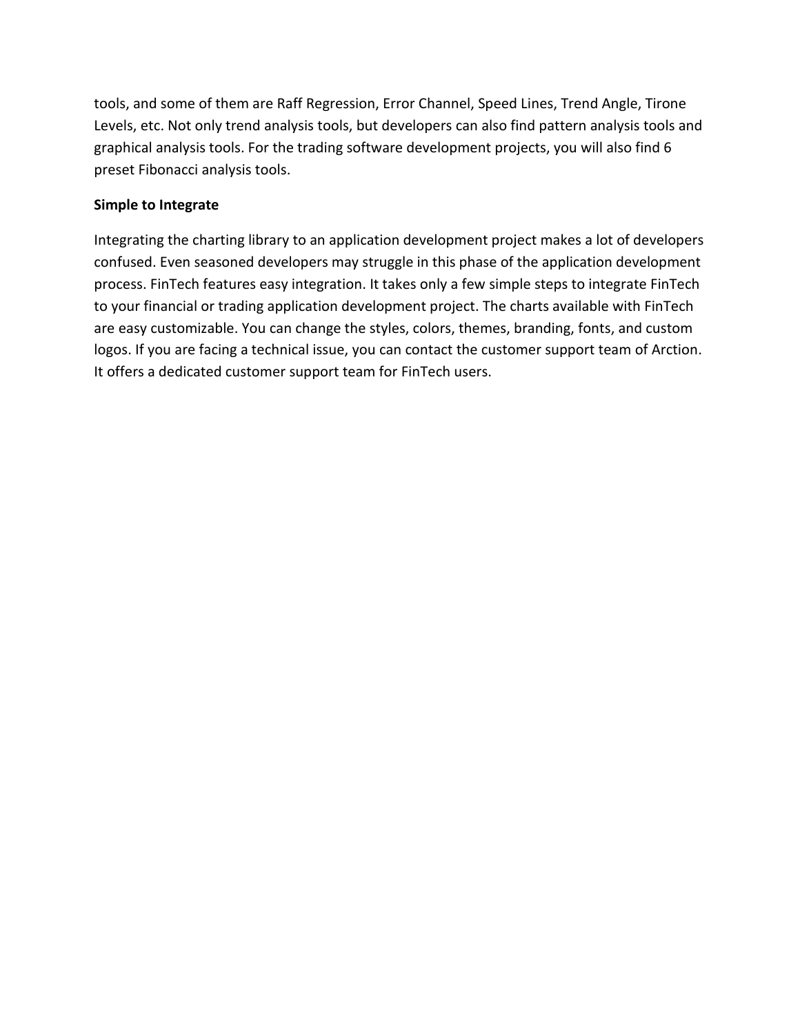tools, and some of them are Raff Regression, Error Channel, Speed Lines, Trend Angle, Tirone Levels, etc. Not only trend analysis tools, but developers can also find pattern analysis tools and graphical analysis tools. For the trading software development projects, you will also find 6 preset Fibonacci analysis tools.

**Simple to Integrate**

Integrating the charting library to an application development project makes a lot of developers confused. Even seasoned developers may struggle in this phase of the application development process. FinTech features easy integration. It takes only a few simple steps to integrate FinTech to your financial or trading application development project. The charts available with FinTech are easy customizable. You can change the styles, colors, themes, branding, fonts, and custom logos. If you are facing a technical issue, you can contact the customer support team of Arction. It offers a dedicated customer support team for FinTech users.